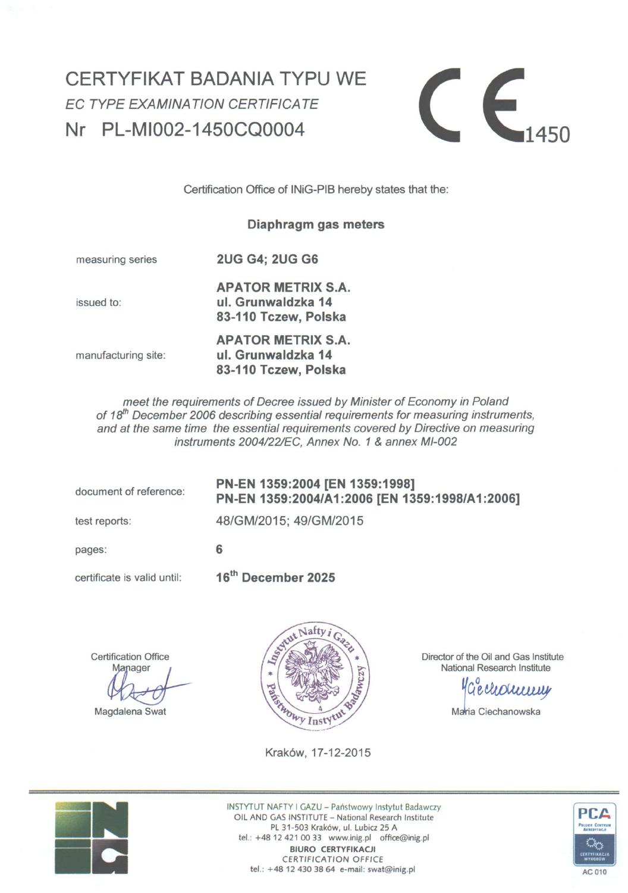# CERTYFIKAT BADANIA TYPU WE

*EC TYPE EXAMINATION CERTIFICATE*

## Nr PL-MI002-1450CQ0004

CE 1450

Certification Office of INiG-PIB hereby states that the:

**Diaphragm gas meters**

| | |
|---|---|
| measuring series | **2UG G4; 2UG G6** |
| issued to: | **APATOR METRIX S.A.**<br>**ul. Grunwaldzka 14**<br>**83-110 Tczew, Polska** |
| manufacturing site: | **APATOR METRIX S.A.**<br>**ul. Grunwaldzka 14**<br>**83-110 Tczew, Polska** |

*meet the requirements of Decree issued by Minister of Economy in Poland of 18th December 2006 describing essential requirements for measuring instruments, and at the same time the essential requirements covered by Directive on measuring instruments 2004/22/EC, Annex No. 1 & annex MI-002*

| | |
|---|---|
| document of reference: | **PN-EN 1359:2004 [EN 1359:1998]**<br>**PN-EN 1359:2004/A1:2006 [EN 1359:1998/A1:2006]** |
| test reports: | 48/GM/2015; 49/GM/2015 |
| pages: | **6** |
| certificate is valid until: | **16th December 2025** |

Certification Office Manager

Magdalena Swat

Instytut Nafty i Gazu * Państwowy Instytut Badawczy * 4

Director of the Oil and Gas Institute National Research Institute

Maria Ciechanowska

Kraków, 17-12-2015

INSTYTUT NAFTY I GAZU – Państwowy Instytut Badawczy
OIL AND GAS INSTITUTE – National Research Institute
PL 31-503 Kraków, ul. Lubicz 25 A
tel.: +48 12 421 00 33 www.inig.pl office@inig.pl
BIURO CERTYFIKACJI
CERTIFICATION OFFICE
tel.: +48 12 430 38 64 e-mail: swat@inig.pl

PCA Polskie Centrum Akredytacji CERTYFIKACJA WYROBÓW AC 010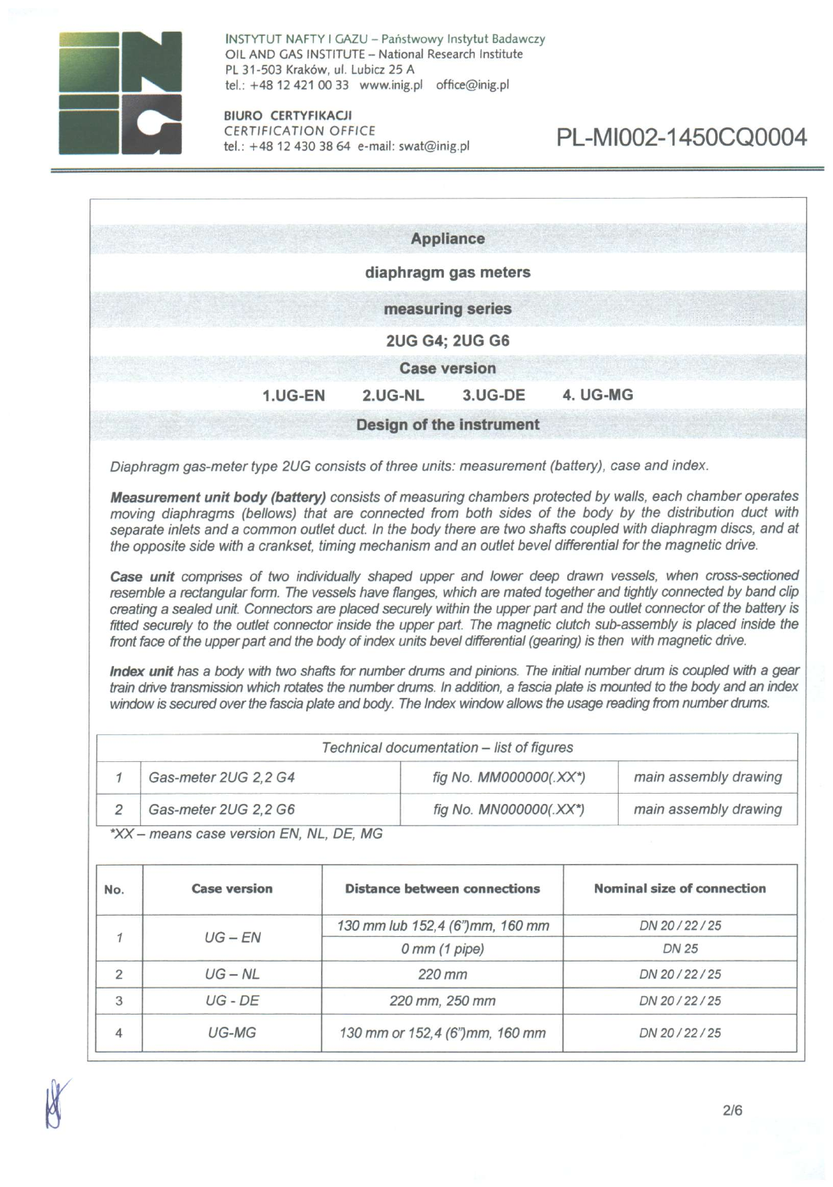INSTYTUT NAFTY I GAZU – Państwowy Instytut Badawczy
OIL AND GAS INSTITUTE – National Research Institute
PL 31-503 Kraków, ul. Lubicz 25 A
tel.: +48 12 421 00 33 www.inig.pl office@inig.pl

BIURO CERTYFIKACJI
CERTIFICATION OFFICE
tel.: +48 12 430 38 64 e-mail: swat@inig.pl

PL-MI002-1450CQ0004

## Appliance

**diaphragm gas meters**

## measuring series

**2UG G4; 2UG G6**

## Case version

**1.UG-EN 2.UG-NL 3.UG-DE 4. UG-MG**

## Design of the instrument

*Diaphragm gas-meter type 2UG consists of three units: measurement (battery), case and index.*

***Measurement unit body (battery)*** *consists of measuring chambers protected by walls, each chamber operates moving diaphragms (bellows) that are connected from both sides of the body by the distribution duct with separate inlets and a common outlet duct. In the body there are two shafts coupled with diaphragm discs, and at the opposite side with a crankset, timing mechanism and an outlet bevel differential for the magnetic drive.*

***Case unit*** *comprises of two individually shaped upper and lower deep drawn vessels, when cross-sectioned resemble a rectangular form. The vessels have flanges, which are mated together and tightly connected by band clip creating a sealed unit. Connectors are placed securely within the upper part and the outlet connector of the battery is fitted securely to the outlet connector inside the upper part. The magnetic clutch sub-assembly is placed inside the front face of the upper part and the body of index units bevel differential (gearing) is then with magnetic drive.*

***Index unit*** *has a body with two shafts for number drums and pinions. The initial number drum is coupled with a gear train drive transmission which rotates the number drums. In addition, a fascia plate is mounted to the body and an index window is secured over the fascia plate and body. The Index window allows the usage reading from number drums.*

| *Technical documentation – list of figures* | | | |
|---|---|---|---|
| 1 | *Gas-meter 2UG 2,2 G4* | *fig No. MM000000(.XX*)* | *main assembly drawing* |
| 2 | *Gas-meter 2UG 2,2 G6* | *fig No. MN000000(.XX*)* | *main assembly drawing* |

**XX – means case version EN, NL, DE, MG*

| No. | Case version | Distance between connections | Nominal size of connection |
|---|---|---|---|
| 1 | UG – EN | 130 mm lub 152,4 (6")mm, 160 mm | DN 20 / 22 / 25 |
| | | 0 mm (1 pipe) | DN 25 |
| 2 | UG – NL | 220 mm | DN 20 / 22 / 25 |
| 3 | UG - DE | 220 mm, 250 mm | DN 20 / 22 / 25 |
| 4 | UG-MG | 130 mm or 152,4 (6")mm, 160 mm | DN 20 / 22 / 25 |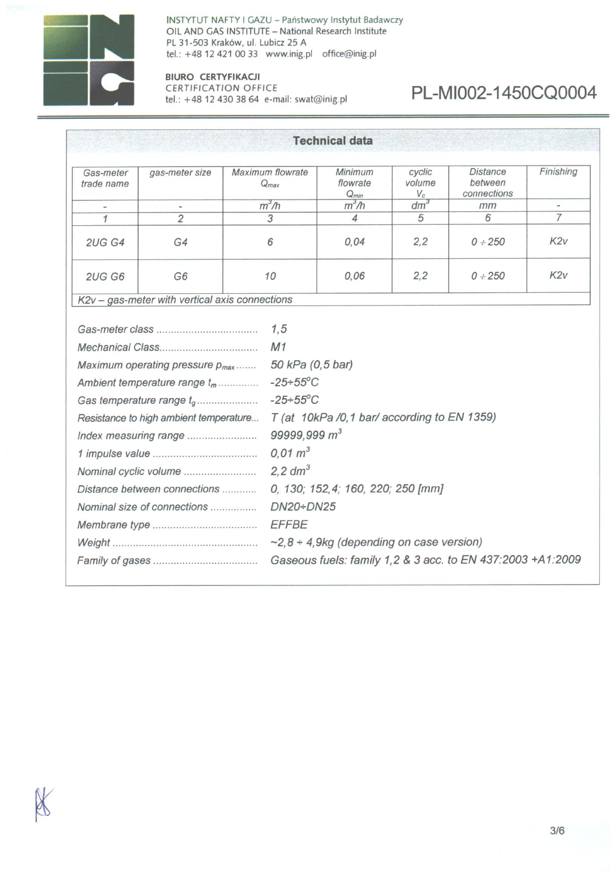INSTYTUT NAFTY I GAZU – Państwowy Instytut Badawczy
OIL AND GAS INSTITUTE – National Research Institute
PL 31-503 Kraków, ul. Lubicz 25 A
tel.: +48 12 421 00 33 www.inig.pl office@inig.pl

**BIURO CERTYFIKACJI**
CERTIFICATION OFFICE
tel.: +48 12 430 38 64 e-mail: swat@inig.pl

PL-MI002-1450CQ0004

## Technical data

| Gas-meter trade name | gas-meter size | Maximum flowrate $Q_{max}$ | Minimum flowrate $Q_{min}$ | cyclic volume $V_c$ | Distance between connections | Finishing |
|---|---|---|---|---|---|---|
| - | - | $m^3/h$ | $m^3/h$ | $dm^3$ | mm | - |
| 1 | 2 | 3 | 4 | 5 | 6 | 7 |
| 2UG G4 | G4 | 6 | 0,04 | 2,2 | 0 ÷ 250 | K2v |
| 2UG G6 | G6 | 10 | 0,06 | 2,2 | 0 ÷ 250 | K2v |

K2v – gas-meter with vertical axis connections

- Gas-meter class .................................. 1,5
- Mechanical Class................................. M1
- Maximum operating pressure $p_{max}$ ....... 50 kPa (0,5 bar)
- Ambient temperature range $t_m$ ............. -25÷55°C
- Gas temperature range $t_g$ ..................... -25÷55°C
- Resistance to high ambient temperature... T (at 10kPa /0,1 bar/ according to EN 1359)
- Index measuring range ........................ 99999,999 $m^3$
- 1 impulse value .................................... 0,01 $m^3$
- Nominal cyclic volume ......................... 2,2 $dm^3$
- Distance between connections ........... 0, 130; 152,4; 160, 220; 250 [mm]
- Nominal size of connections ............... DN20÷DN25
- Membrane type ................................... EFFBE
- Weight ................................................. ~2,8 ÷ 4,9kg (depending on case version)
- Family of gases ................................... Gaseous fuels: family 1,2 & 3 acc. to EN 437:2003 +A1:2009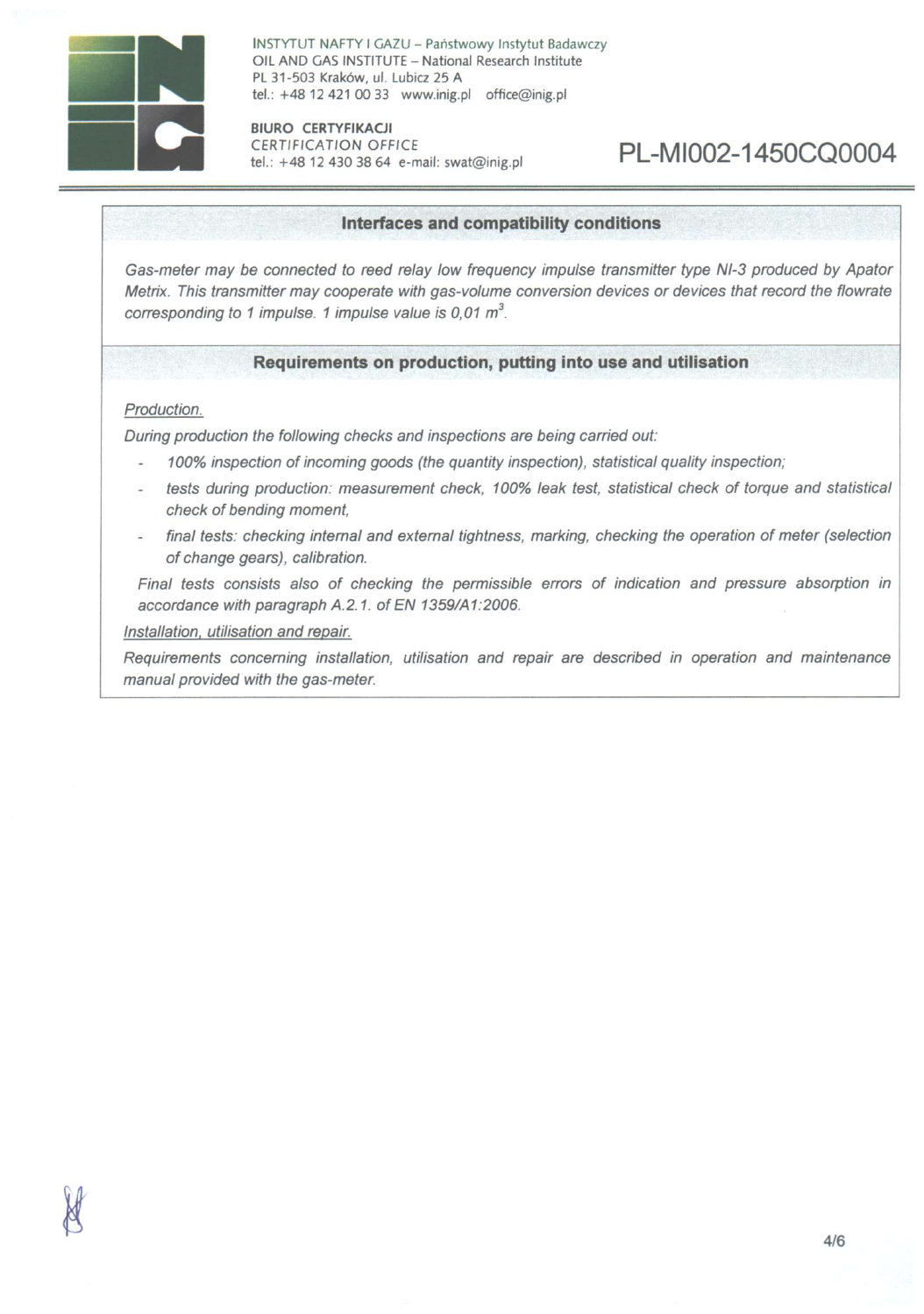## Interfaces and compatibility conditions

*Gas-meter may be connected to reed relay low frequency impulse transmitter type NI-3 produced by Apator Metrix. This transmitter may cooperate with gas-volume conversion devices or devices that record the flowrate corresponding to 1 impulse. 1 impulse value is 0,01 $m^3$.*

## Requirements on production, putting into use and utilisation

*Production.*

*During production the following checks and inspections are being carried out:*

- *100% inspection of incoming goods (the quantity inspection), statistical quality inspection;*
- *tests during production: measurement check, 100% leak test, statistical check of torque and statistical check of bending moment,*
- *final tests: checking internal and external tightness, marking, checking the operation of meter (selection of change gears), calibration.*

*Final tests consists also of checking the permissible errors of indication and pressure absorption in accordance with paragraph A.2.1. of EN 1359/A1:2006.*

*Installation, utilisation and repair.*

*Requirements concerning installation, utilisation and repair are described in operation and maintenance manual provided with the gas-meter.*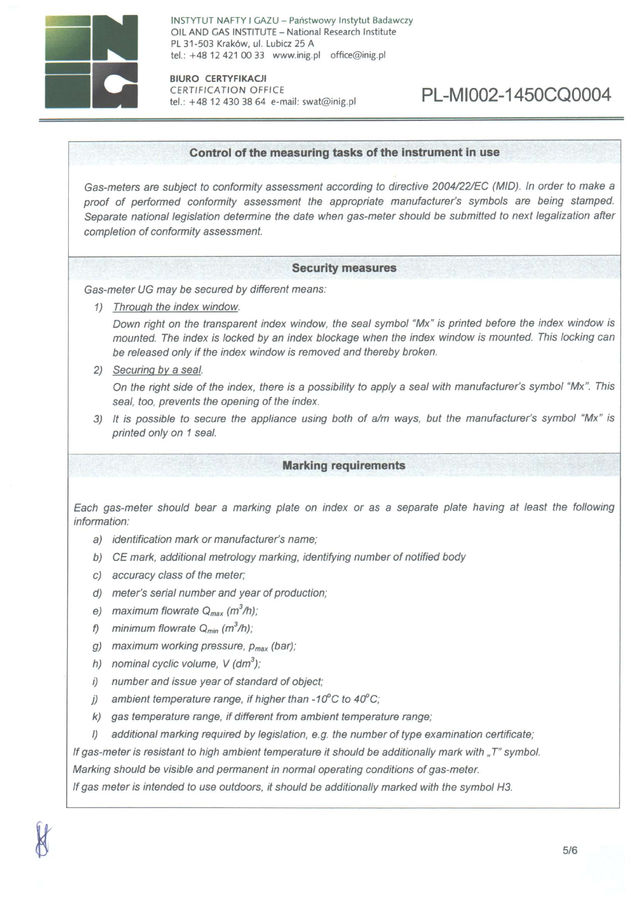INSTYTUT NAFTY I GAZU – Państwowy Instytut Badawczy
OIL AND GAS INSTITUTE – National Research Institute
PL 31-503 Kraków, ul. Lubicz 25 A
tel.: +48 12 421 00 33 www.inig.pl office@inig.pl

**BIURO CERTYFIKACJI**
CERTIFICATION OFFICE
tel.: +48 12 430 38 64 e-mail: swat@inig.pl

PL-MI002-1450CQ0004

## Control of the measuring tasks of the instrument in use

*Gas-meters are subject to conformity assessment according to directive 2004/22/EC (MID). In order to make a proof of performed conformity assessment the appropriate manufacturer's symbols are being stamped. Separate national legislation determine the date when gas-meter should be submitted to next legalization after completion of conformity assessment.*

## Security measures

*Gas-meter UG may be secured by different means:*

1) *Through the index window.*
   *Down right on the transparent index window, the seal symbol "Mx" is printed before the index window is mounted. The index is locked by an index blockage when the index window is mounted. This locking can be released only if the index window is removed and thereby broken.*
2) *Securing by a seal.*
   *On the right side of the index, there is a possibility to apply a seal with manufacturer's symbol "Mx". This seal, too, prevents the opening of the index.*
3) *It is possible to secure the appliance using both of a/m ways, but the manufacturer's symbol "Mx" is printed only on 1 seal.*

## Marking requirements

*Each gas-meter should bear a marking plate on index or as a separate plate having at least the following information:*

a) *identification mark or manufacturer's name;*
b) *CE mark, additional metrology marking, identifying number of notified body*
c) *accuracy class of the meter;*
d) *meter's serial number and year of production;*
e) *maximum flowrate $Q_{max}$ ($m^3/h$);*
f) *minimum flowrate $Q_{min}$ ($m^3/h$);*
g) *maximum working pressure, $p_{max}$ (bar);*
h) *nominal cyclic volume, V ($dm^3$);*
i) *number and issue year of standard of object;*
j) *ambient temperature range, if higher than -10°C to 40°C;*
k) *gas temperature range, if different from ambient temperature range;*
l) *additional marking required by legislation, e.g. the number of type examination certificate;*

*If gas-meter is resistant to high ambient temperature it should be additionally mark with „T" symbol.*

*Marking should be visible and permanent in normal operating conditions of gas-meter.*

*If gas meter is intended to use outdoors, it should be additionally marked with the symbol H3.*